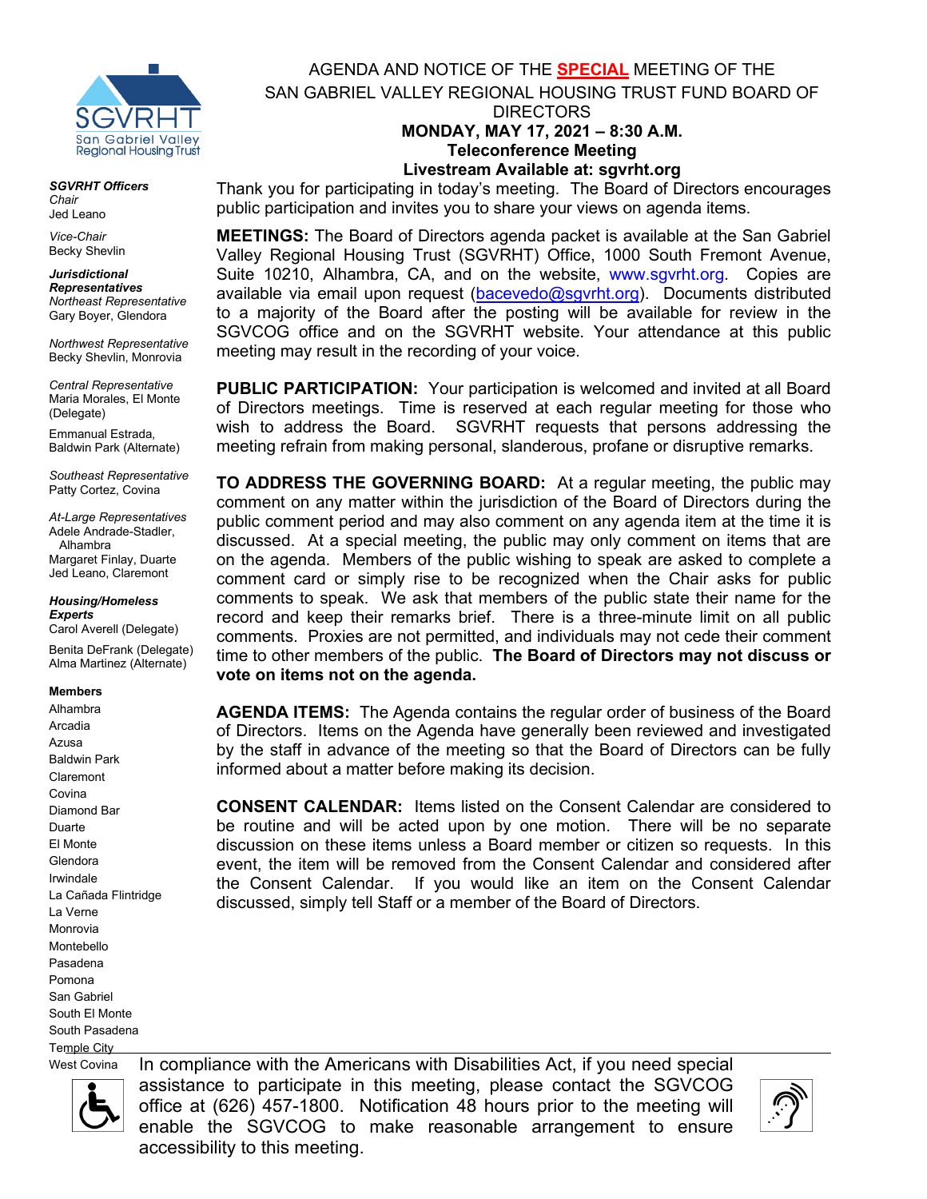# AGENDA AND NOTICE OF THE **SPECIAL** MEETING OF THE SAN GABRIEL VALLEY REGIONAL HOUSING TRUST FUND BOARD OF DIRECTORS

**MONDAY, MAY 17, 2021 – 8:30 A.M.**
**Teleconference Meeting**
**Livestream Available at: sgvrht.org**

***SGVRHT Officers***
*Chair*
Jed Leano

*Vice-Chair*
Becky Shevlin

***Jurisdictional Representatives***
*Northeast Representative*
Gary Boyer, Glendora

*Northwest Representative*
Becky Shevlin, Monrovia

*Central Representative*
Maria Morales, El Monte (Delegate)
Emmanual Estrada, Baldwin Park (Alternate)

*Southeast Representative*
Patty Cortez, Covina

*At-Large Representatives*
Adele Andrade-Stadler, Alhambra
Margaret Finlay, Duarte
Jed Leano, Claremont

***Housing/Homeless Experts***
Carol Averell (Delegate)
Benita DeFrank (Delegate)
Alma Martinez (Alternate)

**Members**
Alhambra
Arcadia
Azusa
Baldwin Park
Claremont
Covina
Diamond Bar
Duarte
El Monte
Glendora
Irwindale
La Cañada Flintridge
La Verne
Monrovia
Montebello
Pasadena
Pomona
San Gabriel
South El Monte
South Pasadena
Temple City
West Covina

Thank you for participating in today's meeting. The Board of Directors encourages public participation and invites you to share your views on agenda items.

**MEETINGS:** The Board of Directors agenda packet is available at the San Gabriel Valley Regional Housing Trust (SGVRHT) Office, 1000 South Fremont Avenue, Suite 10210, Alhambra, CA, and on the website, www.sgvrht.org. Copies are available via email upon request (bacevedo@sgvrht.org). Documents distributed to a majority of the Board after the posting will be available for review in the SGVCOG office and on the SGVRHT website. Your attendance at this public meeting may result in the recording of your voice.

**PUBLIC PARTICIPATION:** Your participation is welcomed and invited at all Board of Directors meetings. Time is reserved at each regular meeting for those who wish to address the Board. SGVRHT requests that persons addressing the meeting refrain from making personal, slanderous, profane or disruptive remarks.

**TO ADDRESS THE GOVERNING BOARD:** At a regular meeting, the public may comment on any matter within the jurisdiction of the Board of Directors during the public comment period and may also comment on any agenda item at the time it is discussed. At a special meeting, the public may only comment on items that are on the agenda. Members of the public wishing to speak are asked to complete a comment card or simply rise to be recognized when the Chair asks for public comments to speak. We ask that members of the public state their name for the record and keep their remarks brief. There is a three-minute limit on all public comments. Proxies are not permitted, and individuals may not cede their comment time to other members of the public. **The Board of Directors may not discuss or vote on items not on the agenda.**

**AGENDA ITEMS:** The Agenda contains the regular order of business of the Board of Directors. Items on the Agenda have generally been reviewed and investigated by the staff in advance of the meeting so that the Board of Directors can be fully informed about a matter before making its decision.

**CONSENT CALENDAR:** Items listed on the Consent Calendar are considered to be routine and will be acted upon by one motion. There will be no separate discussion on these items unless a Board member or citizen so requests. In this event, the item will be removed from the Consent Calendar and considered after the Consent Calendar. If you would like an item on the Consent Calendar discussed, simply tell Staff or a member of the Board of Directors.

In compliance with the Americans with Disabilities Act, if you need special assistance to participate in this meeting, please contact the SGVCOG office at (626) 457-1800. Notification 48 hours prior to the meeting will enable the SGVCOG to make reasonable arrangement to ensure accessibility to this meeting.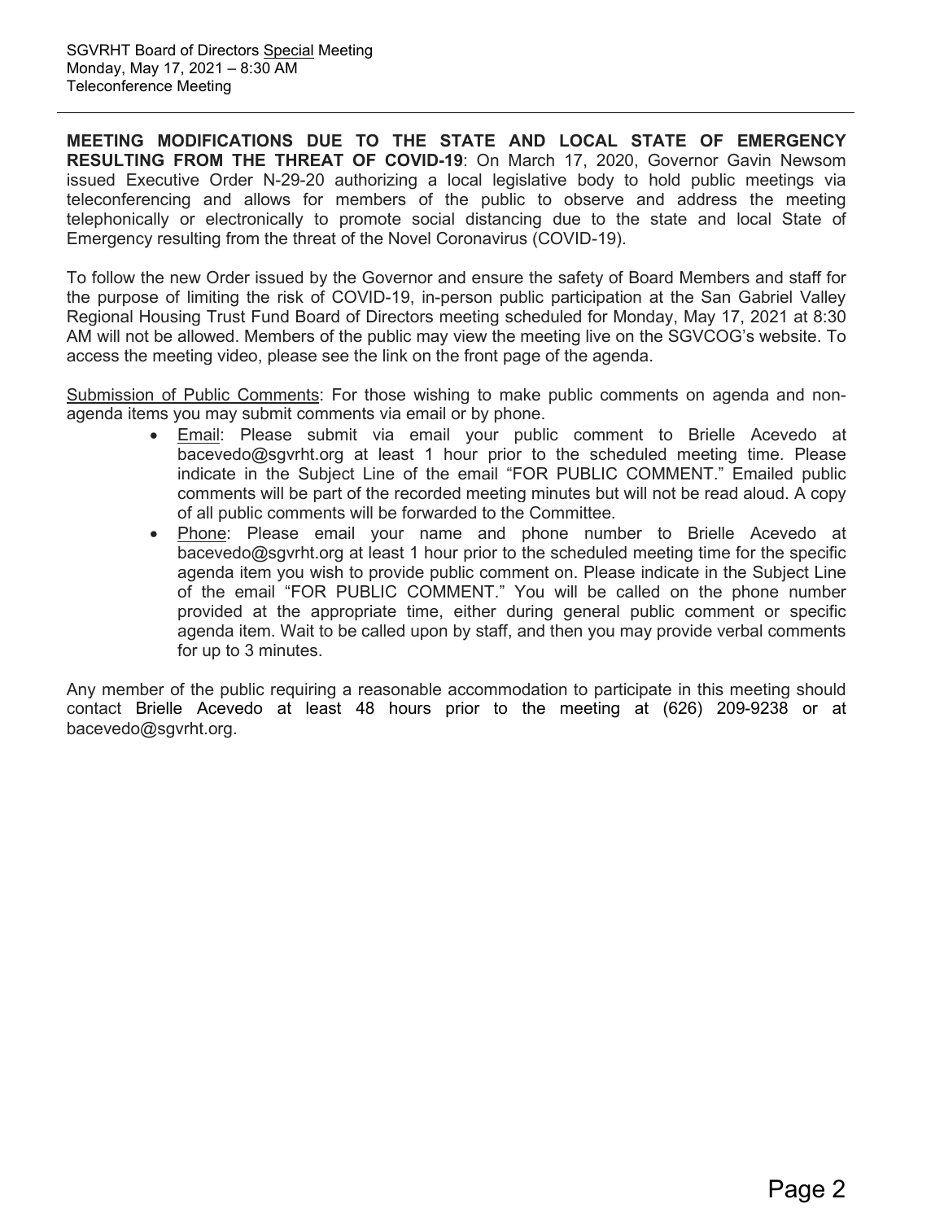**MEETING MODIFICATIONS DUE TO THE STATE AND LOCAL STATE OF EMERGENCY RESULTING FROM THE THREAT OF COVID-19**: On March 17, 2020, Governor Gavin Newsom issued Executive Order N-29-20 authorizing a local legislative body to hold public meetings via teleconferencing and allows for members of the public to observe and address the meeting telephonically or electronically to promote social distancing due to the state and local State of Emergency resulting from the threat of the Novel Coronavirus (COVID-19).

To follow the new Order issued by the Governor and ensure the safety of Board Members and staff for the purpose of limiting the risk of COVID-19, in-person public participation at the San Gabriel Valley Regional Housing Trust Fund Board of Directors meeting scheduled for Monday, May 17, 2021 at 8:30 AM will not be allowed. Members of the public may view the meeting live on the SGVCOG's website. To access the meeting video, please see the link on the front page of the agenda.

Submission of Public Comments: For those wishing to make public comments on agenda and non-agenda items you may submit comments via email or by phone.

- Email: Please submit via email your public comment to Brielle Acevedo at bacevedo@sgvrht.org at least 1 hour prior to the scheduled meeting time. Please indicate in the Subject Line of the email "FOR PUBLIC COMMENT." Emailed public comments will be part of the recorded meeting minutes but will not be read aloud. A copy of all public comments will be forwarded to the Committee.
- Phone: Please email your name and phone number to Brielle Acevedo at bacevedo@sgvrht.org at least 1 hour prior to the scheduled meeting time for the specific agenda item you wish to provide public comment on. Please indicate in the Subject Line of the email "FOR PUBLIC COMMENT." You will be called on the phone number provided at the appropriate time, either during general public comment or specific agenda item. Wait to be called upon by staff, and then you may provide verbal comments for up to 3 minutes.

Any member of the public requiring a reasonable accommodation to participate in this meeting should contact Brielle Acevedo at least 48 hours prior to the meeting at (626) 209-9238 or at bacevedo@sgvrht.org.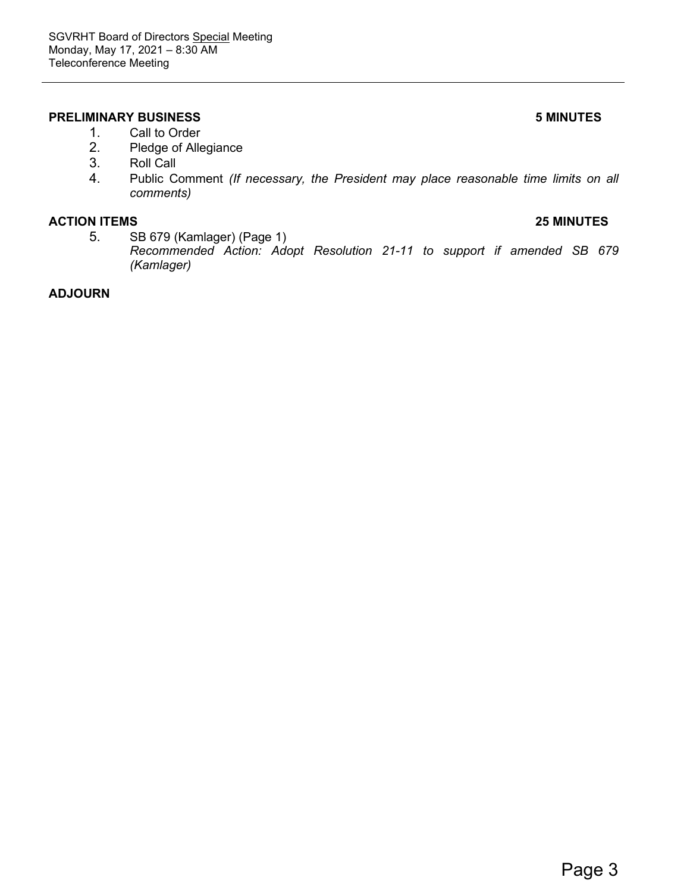SGVRHT Board of Directors Special Meeting
Monday, May 17, 2021 – 8:30 AM
Teleconference Meeting

---

**PRELIMINARY BUSINESS** **5 MINUTES**

1. Call to Order
2. Pledge of Allegiance
3. Roll Call
4. Public Comment *(If necessary, the President may place reasonable time limits on all comments)*

**ACTION ITEMS** **25 MINUTES**

5. SB 679 (Kamlager) (Page 1)
   *Recommended Action: Adopt Resolution 21-11 to support if amended SB 679 (Kamlager)*

**ADJOURN**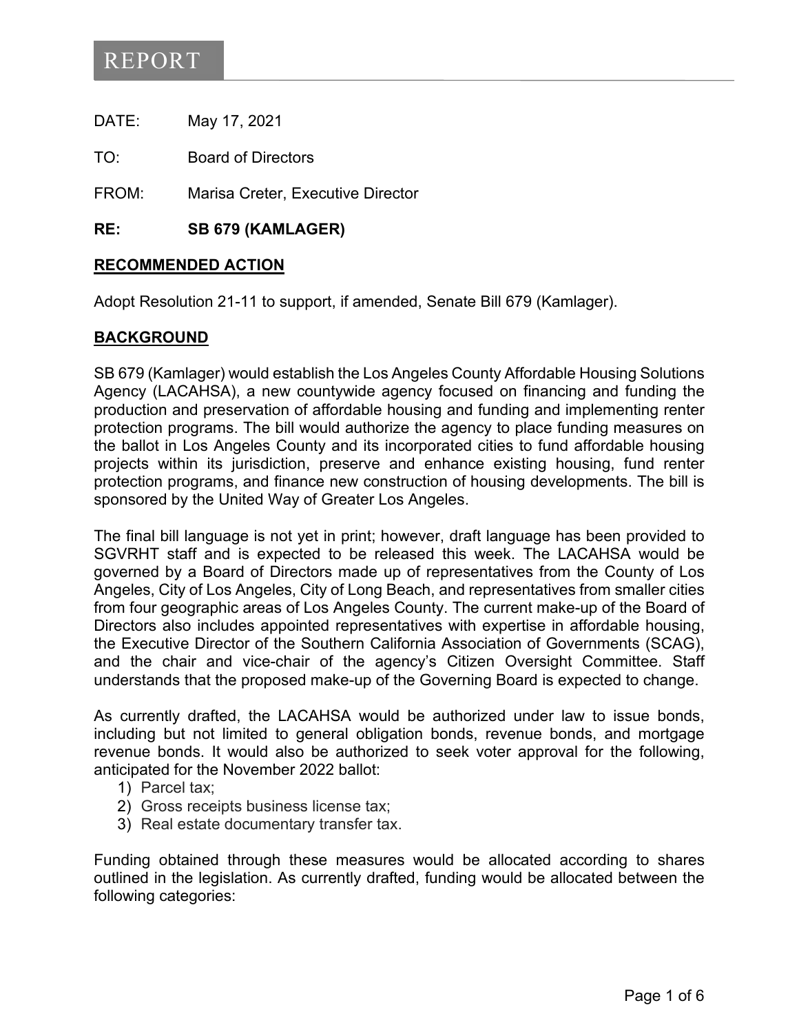# REPORT

DATE: May 17, 2021

TO: Board of Directors

FROM: Marisa Creter, Executive Director

**RE: SB 679 (KAMLAGER)**

## RECOMMENDED ACTION

Adopt Resolution 21-11 to support, if amended, Senate Bill 679 (Kamlager).

## BACKGROUND

SB 679 (Kamlager) would establish the Los Angeles County Affordable Housing Solutions Agency (LACAHSA), a new countywide agency focused on financing and funding the production and preservation of affordable housing and funding and implementing renter protection programs. The bill would authorize the agency to place funding measures on the ballot in Los Angeles County and its incorporated cities to fund affordable housing projects within its jurisdiction, preserve and enhance existing housing, fund renter protection programs, and finance new construction of housing developments. The bill is sponsored by the United Way of Greater Los Angeles.

The final bill language is not yet in print; however, draft language has been provided to SGVRHT staff and is expected to be released this week. The LACAHSA would be governed by a Board of Directors made up of representatives from the County of Los Angeles, City of Los Angeles, City of Long Beach, and representatives from smaller cities from four geographic areas of Los Angeles County. The current make-up of the Board of Directors also includes appointed representatives with expertise in affordable housing, the Executive Director of the Southern California Association of Governments (SCAG), and the chair and vice-chair of the agency's Citizen Oversight Committee. Staff understands that the proposed make-up of the Governing Board is expected to change.

As currently drafted, the LACAHSA would be authorized under law to issue bonds, including but not limited to general obligation bonds, revenue bonds, and mortgage revenue bonds. It would also be authorized to seek voter approval for the following, anticipated for the November 2022 ballot:

1) Parcel tax;
2) Gross receipts business license tax;
3) Real estate documentary transfer tax.

Funding obtained through these measures would be allocated according to shares outlined in the legislation. As currently drafted, funding would be allocated between the following categories: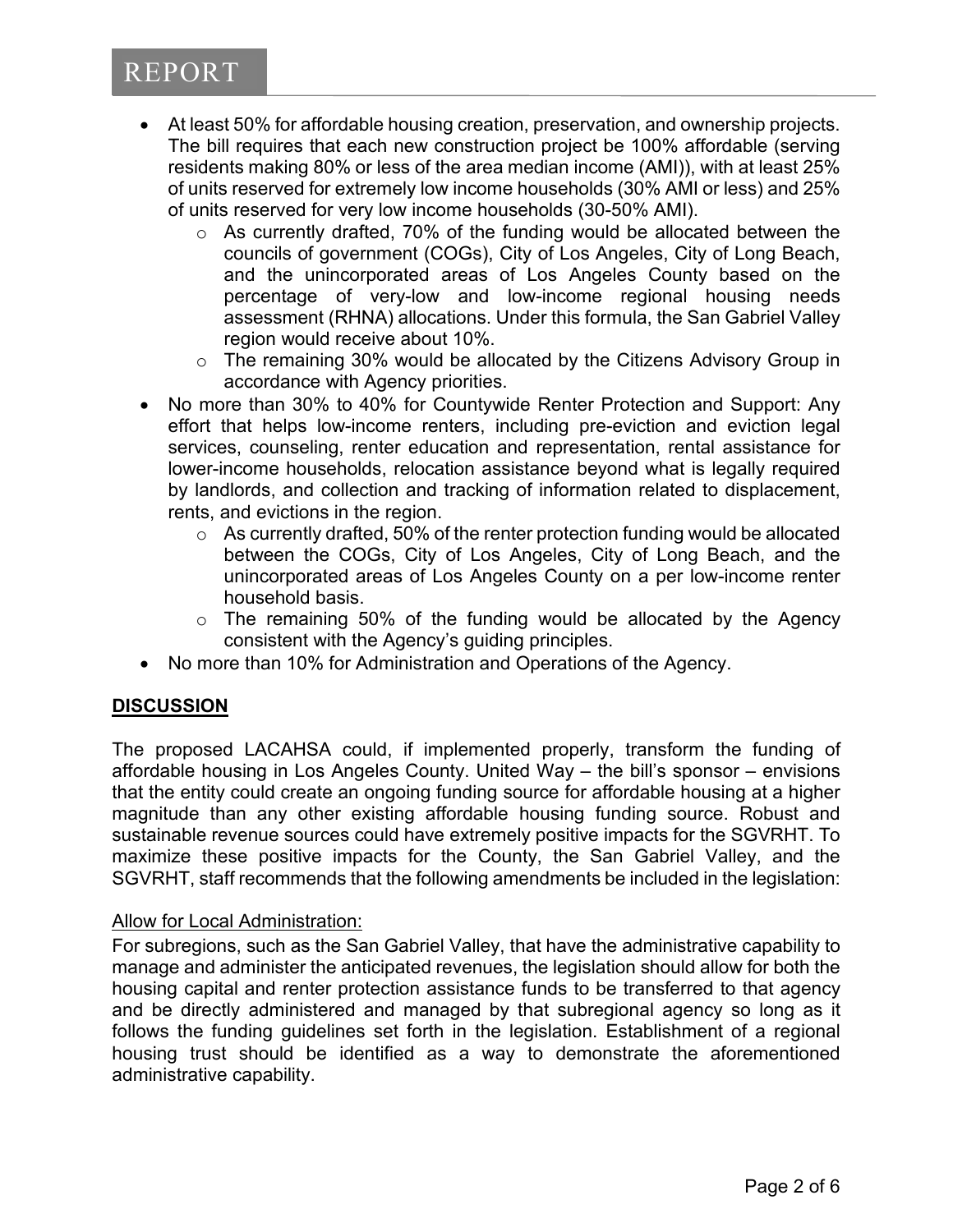- At least 50% for affordable housing creation, preservation, and ownership projects. The bill requires that each new construction project be 100% affordable (serving residents making 80% or less of the area median income (AMI)), with at least 25% of units reserved for extremely low income households (30% AMI or less) and 25% of units reserved for very low income households (30-50% AMI).
  - As currently drafted, 70% of the funding would be allocated between the councils of government (COGs), City of Los Angeles, City of Long Beach, and the unincorporated areas of Los Angeles County based on the percentage of very-low and low-income regional housing needs assessment (RHNA) allocations. Under this formula, the San Gabriel Valley region would receive about 10%.
  - The remaining 30% would be allocated by the Citizens Advisory Group in accordance with Agency priorities.
- No more than 30% to 40% for Countywide Renter Protection and Support: Any effort that helps low-income renters, including pre-eviction and eviction legal services, counseling, renter education and representation, rental assistance for lower-income households, relocation assistance beyond what is legally required by landlords, and collection and tracking of information related to displacement, rents, and evictions in the region.
  - As currently drafted, 50% of the renter protection funding would be allocated between the COGs, City of Los Angeles, City of Long Beach, and the unincorporated areas of Los Angeles County on a per low-income renter household basis.
  - The remaining 50% of the funding would be allocated by the Agency consistent with the Agency's guiding principles.
- No more than 10% for Administration and Operations of the Agency.

## DISCUSSION

The proposed LACAHSA could, if implemented properly, transform the funding of affordable housing in Los Angeles County. United Way – the bill's sponsor – envisions that the entity could create an ongoing funding source for affordable housing at a higher magnitude than any other existing affordable housing funding source. Robust and sustainable revenue sources could have extremely positive impacts for the SGVRHT. To maximize these positive impacts for the County, the San Gabriel Valley, and the SGVRHT, staff recommends that the following amendments be included in the legislation:

Allow for Local Administration:

For subregions, such as the San Gabriel Valley, that have the administrative capability to manage and administer the anticipated revenues, the legislation should allow for both the housing capital and renter protection assistance funds to be transferred to that agency and be directly administered and managed by that subregional agency so long as it follows the funding guidelines set forth in the legislation. Establishment of a regional housing trust should be identified as a way to demonstrate the aforementioned administrative capability.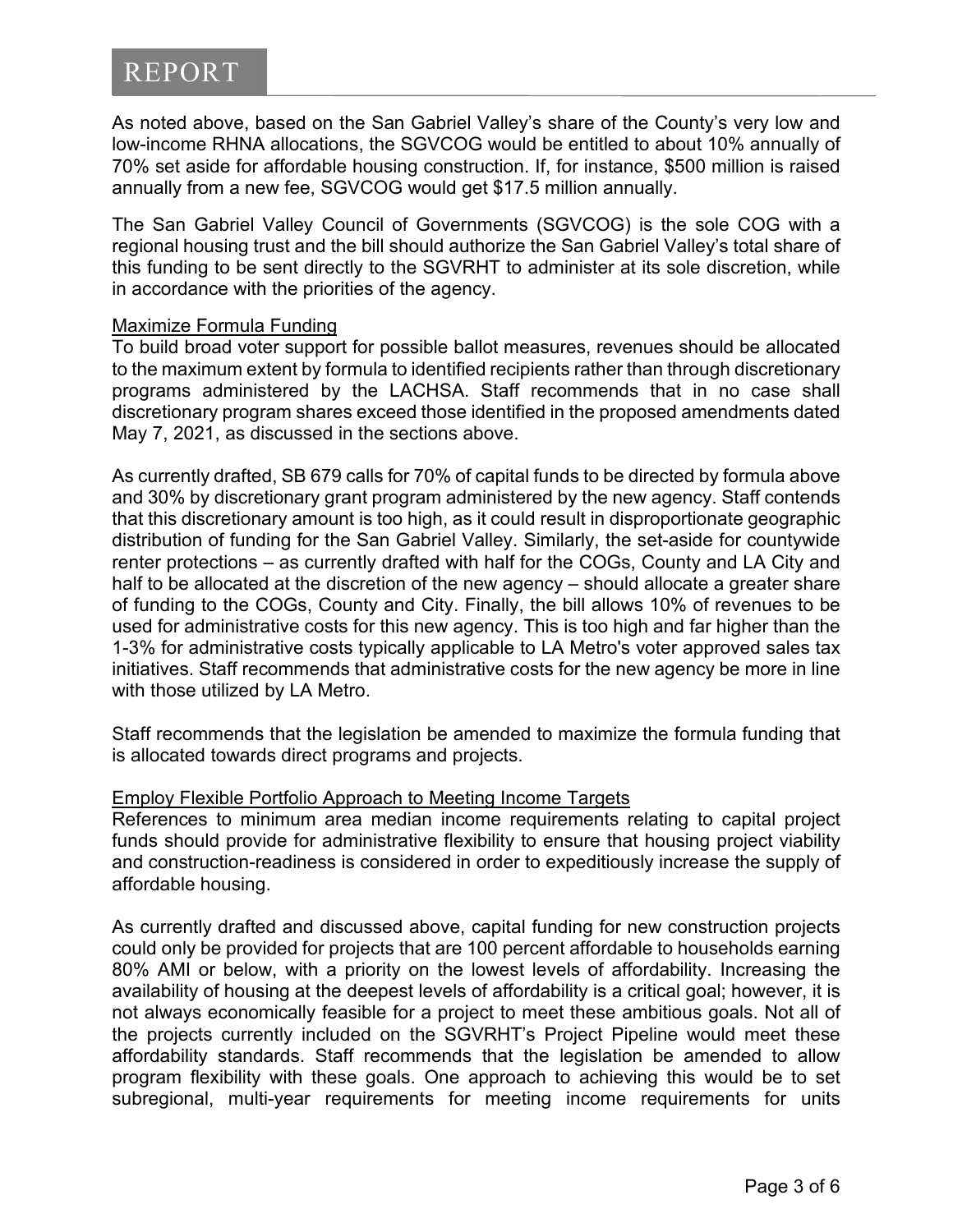As noted above, based on the San Gabriel Valley's share of the County's very low and low-income RHNA allocations, the SGVCOG would be entitled to about 10% annually of 70% set aside for affordable housing construction. If, for instance, $500 million is raised annually from a new fee, SGVCOG would get $17.5 million annually.

The San Gabriel Valley Council of Governments (SGVCOG) is the sole COG with a regional housing trust and the bill should authorize the San Gabriel Valley's total share of this funding to be sent directly to the SGVRHT to administer at its sole discretion, while in accordance with the priorities of the agency.

Maximize Formula Funding

To build broad voter support for possible ballot measures, revenues should be allocated to the maximum extent by formula to identified recipients rather than through discretionary programs administered by the LACHSA. Staff recommends that in no case shall discretionary program shares exceed those identified in the proposed amendments dated May 7, 2021, as discussed in the sections above.

As currently drafted, SB 679 calls for 70% of capital funds to be directed by formula above and 30% by discretionary grant program administered by the new agency. Staff contends that this discretionary amount is too high, as it could result in disproportionate geographic distribution of funding for the San Gabriel Valley. Similarly, the set-aside for countywide renter protections – as currently drafted with half for the COGs, County and LA City and half to be allocated at the discretion of the new agency – should allocate a greater share of funding to the COGs, County and City. Finally, the bill allows 10% of revenues to be used for administrative costs for this new agency. This is too high and far higher than the 1-3% for administrative costs typically applicable to LA Metro's voter approved sales tax initiatives. Staff recommends that administrative costs for the new agency be more in line with those utilized by LA Metro.

Staff recommends that the legislation be amended to maximize the formula funding that is allocated towards direct programs and projects.

Employ Flexible Portfolio Approach to Meeting Income Targets

References to minimum area median income requirements relating to capital project funds should provide for administrative flexibility to ensure that housing project viability and construction-readiness is considered in order to expeditiously increase the supply of affordable housing.

As currently drafted and discussed above, capital funding for new construction projects could only be provided for projects that are 100 percent affordable to households earning 80% AMI or below, with a priority on the lowest levels of affordability. Increasing the availability of housing at the deepest levels of affordability is a critical goal; however, it is not always economically feasible for a project to meet these ambitious goals. Not all of the projects currently included on the SGVRHT's Project Pipeline would meet these affordability standards. Staff recommends that the legislation be amended to allow program flexibility with these goals. One approach to achieving this would be to set subregional, multi-year requirements for meeting income requirements for units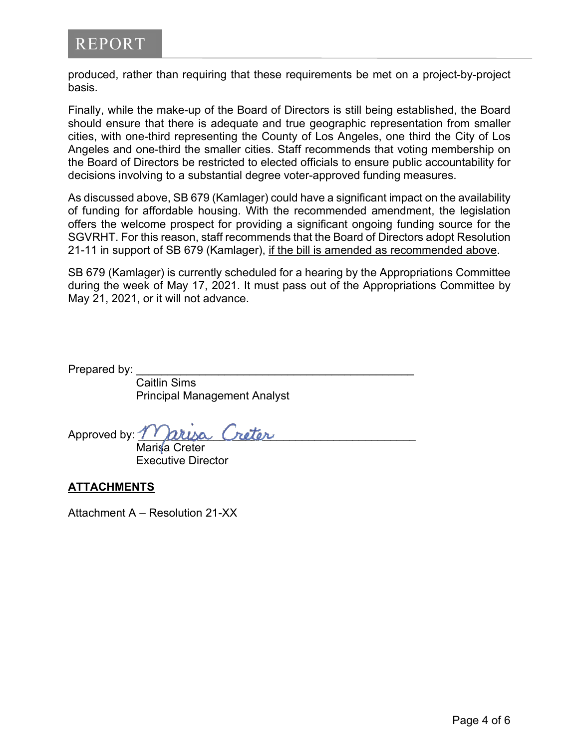produced, rather than requiring that these requirements be met on a project-by-project basis.

Finally, while the make-up of the Board of Directors is still being established, the Board should ensure that there is adequate and true geographic representation from smaller cities, with one-third representing the County of Los Angeles, one third the City of Los Angeles and one-third the smaller cities. Staff recommends that voting membership on the Board of Directors be restricted to elected officials to ensure public accountability for decisions involving to a substantial degree voter-approved funding measures.

As discussed above, SB 679 (Kamlager) could have a significant impact on the availability of funding for affordable housing. With the recommended amendment, the legislation offers the welcome prospect for providing a significant ongoing funding source for the SGVRHT. For this reason, staff recommends that the Board of Directors adopt Resolution 21-11 in support of SB 679 (Kamlager), <u>if the bill is amended as recommended above</u>.

SB 679 (Kamlager) is currently scheduled for a hearing by the Appropriations Committee during the week of May 17, 2021. It must pass out of the Appropriations Committee by May 21, 2021, or it will not advance.

Prepared by: ____________________________________________
Caitlin Sims
Principal Management Analyst

Approved by: *Marisa Creter*
Marisa Creter
Executive Director

**<u>ATTACHMENTS</u>**

Attachment A – Resolution 21-XX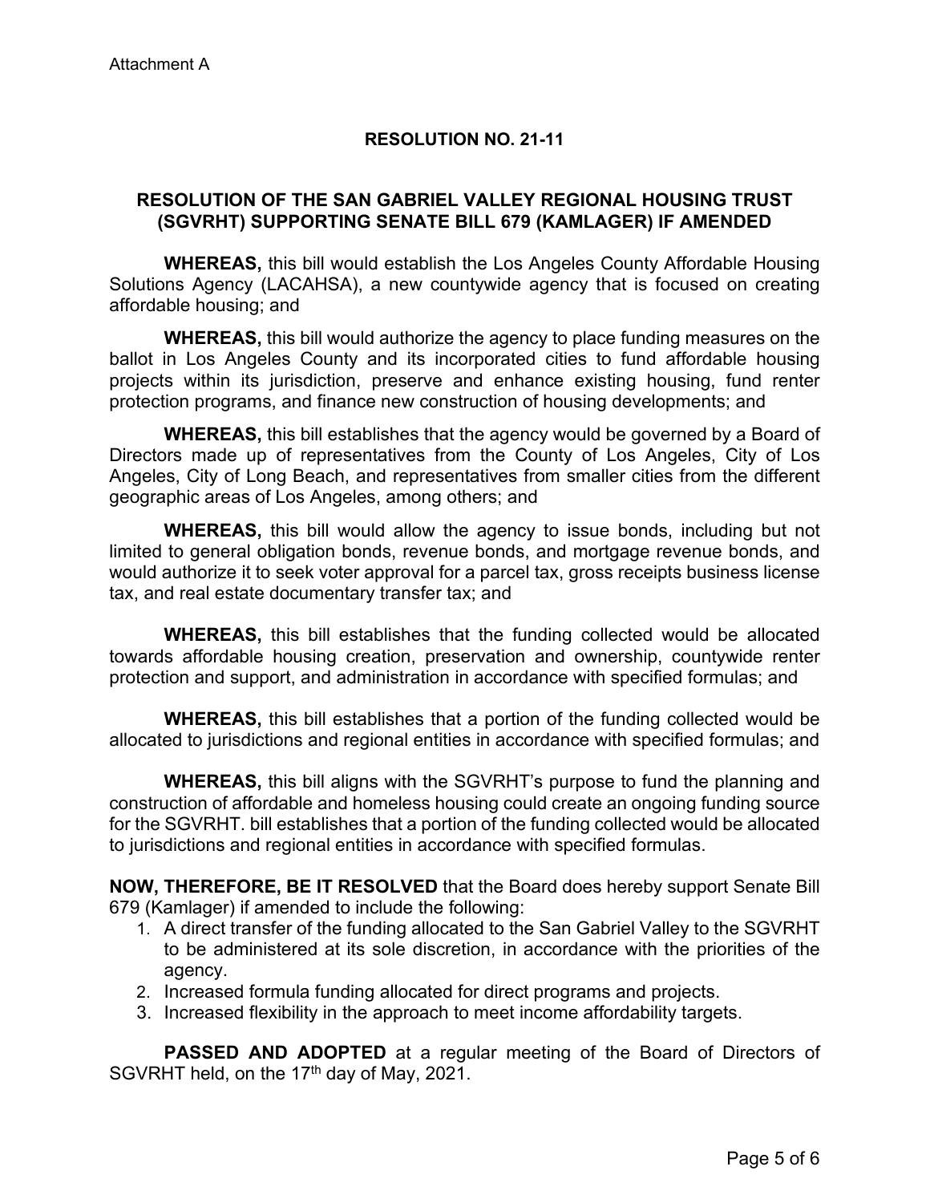Attachment A

## RESOLUTION NO. 21-11

## RESOLUTION OF THE SAN GABRIEL VALLEY REGIONAL HOUSING TRUST (SGVRHT) SUPPORTING SENATE BILL 679 (KAMLAGER) IF AMENDED

**WHEREAS,** this bill would establish the Los Angeles County Affordable Housing Solutions Agency (LACAHSA), a new countywide agency that is focused on creating affordable housing; and

**WHEREAS,** this bill would authorize the agency to place funding measures on the ballot in Los Angeles County and its incorporated cities to fund affordable housing projects within its jurisdiction, preserve and enhance existing housing, fund renter protection programs, and finance new construction of housing developments; and

**WHEREAS,** this bill establishes that the agency would be governed by a Board of Directors made up of representatives from the County of Los Angeles, City of Los Angeles, City of Long Beach, and representatives from smaller cities from the different geographic areas of Los Angeles, among others; and

**WHEREAS,** this bill would allow the agency to issue bonds, including but not limited to general obligation bonds, revenue bonds, and mortgage revenue bonds, and would authorize it to seek voter approval for a parcel tax, gross receipts business license tax, and real estate documentary transfer tax; and

**WHEREAS,** this bill establishes that the funding collected would be allocated towards affordable housing creation, preservation and ownership, countywide renter protection and support, and administration in accordance with specified formulas; and

**WHEREAS,** this bill establishes that a portion of the funding collected would be allocated to jurisdictions and regional entities in accordance with specified formulas; and

**WHEREAS,** this bill aligns with the SGVRHT's purpose to fund the planning and construction of affordable and homeless housing could create an ongoing funding source for the SGVRHT. bill establishes that a portion of the funding collected would be allocated to jurisdictions and regional entities in accordance with specified formulas.

**NOW, THEREFORE, BE IT RESOLVED** that the Board does hereby support Senate Bill 679 (Kamlager) if amended to include the following:

1. A direct transfer of the funding allocated to the San Gabriel Valley to the SGVRHT to be administered at its sole discretion, in accordance with the priorities of the agency.
2. Increased formula funding allocated for direct programs and projects.
3. Increased flexibility in the approach to meet income affordability targets.

**PASSED AND ADOPTED** at a regular meeting of the Board of Directors of SGVRHT held, on the 17th day of May, 2021.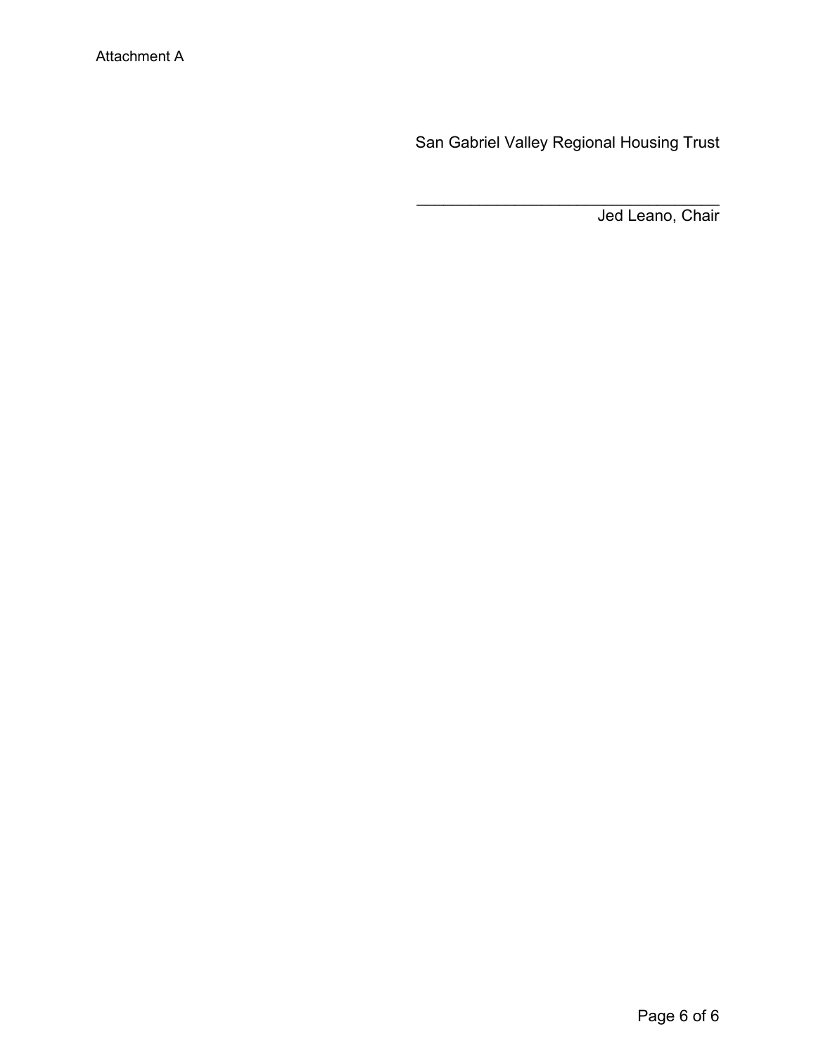Attachment A

San Gabriel Valley Regional Housing Trust

\_\_\_\_\_\_\_\_\_\_\_\_\_\_\_\_\_\_\_\_\_\_\_\_\_\_\_\_\_\_\_\_\_\_\_\_

Jed Leano, Chair